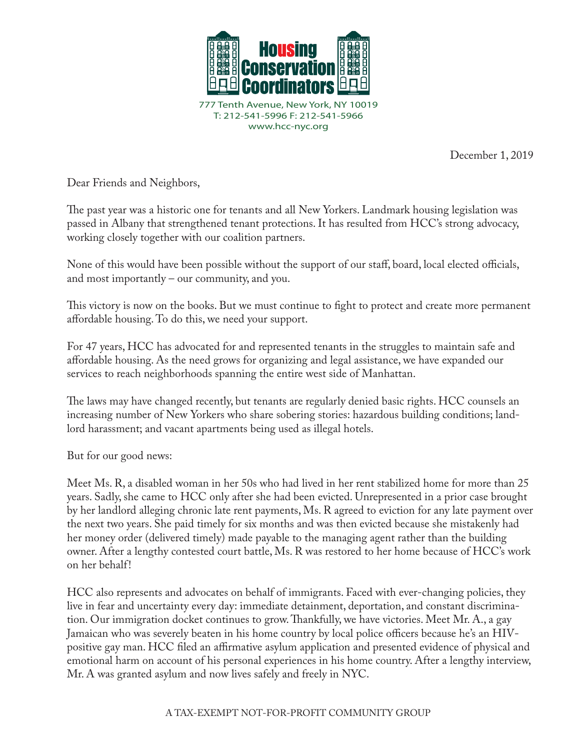# Housing Conservation Coordinators

777 Tenth Avenue, New York, NY 10019
T: 212-541-5996 F: 212-541-5966
www.hcc-nyc.org

December 1, 2019

Dear Friends and Neighbors,

The past year was a historic one for tenants and all New Yorkers. Landmark housing legislation was passed in Albany that strengthened tenant protections. It has resulted from HCC's strong advocacy, working closely together with our coalition partners.

None of this would have been possible without the support of our staff, board, local elected officials, and most importantly – our community, and you.

This victory is now on the books. But we must continue to fight to protect and create more permanent affordable housing. To do this, we need your support.

For 47 years, HCC has advocated for and represented tenants in the struggles to maintain safe and affordable housing. As the need grows for organizing and legal assistance, we have expanded our services to reach neighborhoods spanning the entire west side of Manhattan.

The laws may have changed recently, but tenants are regularly denied basic rights. HCC counsels an increasing number of New Yorkers who share sobering stories: hazardous building conditions; landlord harassment; and vacant apartments being used as illegal hotels.

But for our good news:

Meet Ms. R, a disabled woman in her 50s who had lived in her rent stabilized home for more than 25 years. Sadly, she came to HCC only after she had been evicted. Unrepresented in a prior case brought by her landlord alleging chronic late rent payments, Ms. R agreed to eviction for any late payment over the next two years. She paid timely for six months and was then evicted because she mistakenly had her money order (delivered timely) made payable to the managing agent rather than the building owner. After a lengthy contested court battle, Ms. R was restored to her home because of HCC's work on her behalf!

HCC also represents and advocates on behalf of immigrants. Faced with ever-changing policies, they live in fear and uncertainty every day: immediate detainment, deportation, and constant discrimination. Our immigration docket continues to grow. Thankfully, we have victories. Meet Mr. A., a gay Jamaican who was severely beaten in his home country by local police officers because he's an HIV-positive gay man. HCC filed an affirmative asylum application and presented evidence of physical and emotional harm on account of his personal experiences in his home country. After a lengthy interview, Mr. A was granted asylum and now lives safely and freely in NYC.

A TAX-EXEMPT NOT-FOR-PROFIT COMMUNITY GROUP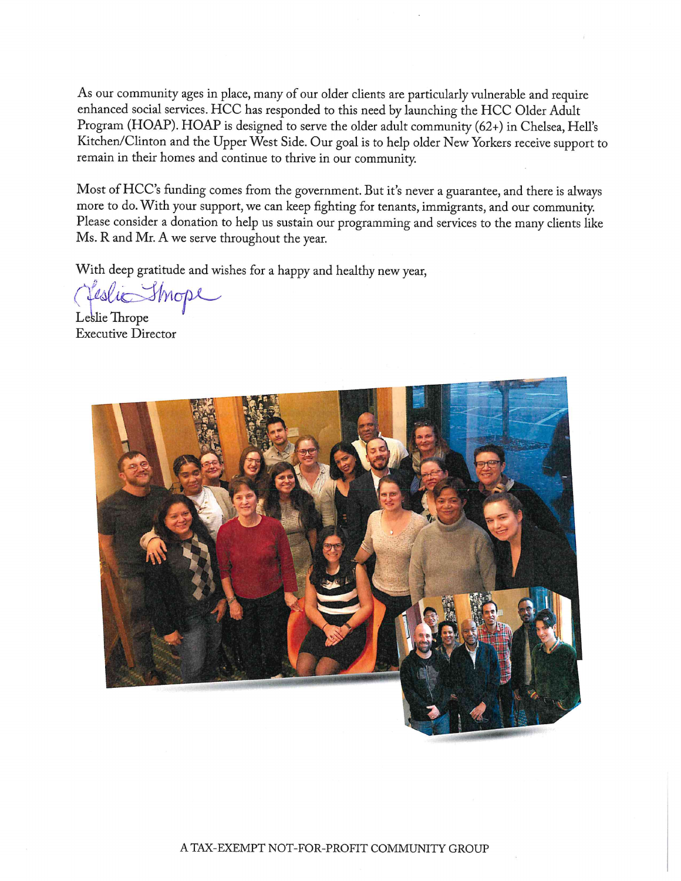As our community ages in place, many of our older clients are particularly vulnerable and require enhanced social services. HCC has responded to this need by launching the HCC Older Adult Program (HOAP). HOAP is designed to serve the older adult community (62+) in Chelsea, Hell's Kitchen/Clinton and the Upper West Side. Our goal is to help older New Yorkers receive support to remain in their homes and continue to thrive in our community.

Most of HCC's funding comes from the government. But it's never a guarantee, and there is always more to do. With your support, we can keep fighting for tenants, immigrants, and our community. Please consider a donation to help us sustain our programming and services to the many clients like Ms. R and Mr. A we serve throughout the year.

With deep gratitude and wishes for a happy and healthy new year,

Leslie Thrope

Leslie Thrope
Executive Director

A TAX-EXEMPT NOT-FOR-PROFIT COMMUNITY GROUP